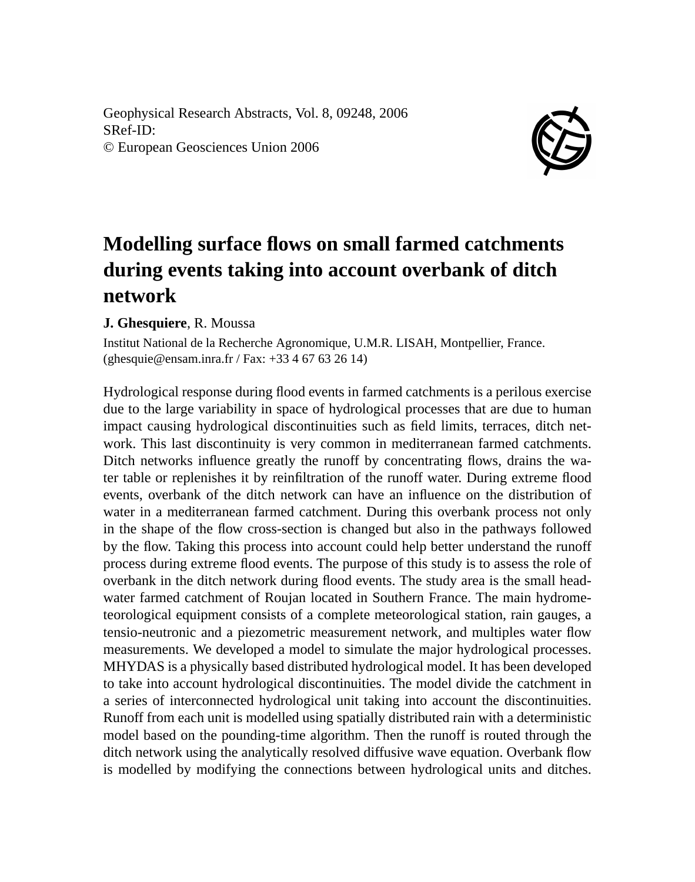Geophysical Research Abstracts, Vol. 8, 09248, 2006
SRef-ID:
© European Geosciences Union 2006

# Modelling surface flows on small farmed catchments during events taking into account overbank of ditch network

**J. Ghesquiere**, R. Moussa

Institut National de la Recherche Agronomique, U.M.R. LISAH, Montpellier, France. (ghesquie@ensam.inra.fr / Fax: +33 4 67 63 26 14)

Hydrological response during flood events in farmed catchments is a perilous exercise due to the large variability in space of hydrological processes that are due to human impact causing hydrological discontinuities such as field limits, terraces, ditch network. This last discontinuity is very common in mediterranean farmed catchments. Ditch networks influence greatly the runoff by concentrating flows, drains the water table or replenishes it by reinfiltration of the runoff water. During extreme flood events, overbank of the ditch network can have an influence on the distribution of water in a mediterranean farmed catchment. During this overbank process not only in the shape of the flow cross-section is changed but also in the pathways followed by the flow. Taking this process into account could help better understand the runoff process during extreme flood events. The purpose of this study is to assess the role of overbank in the ditch network during flood events. The study area is the small headwater farmed catchment of Roujan located in Southern France. The main hydrometeorological equipment consists of a complete meteorological station, rain gauges, a tensio-neutronic and a piezometric measurement network, and multiples water flow measurements. We developed a model to simulate the major hydrological processes. MHYDAS is a physically based distributed hydrological model. It has been developed to take into account hydrological discontinuities. The model divide the catchment in a series of interconnected hydrological unit taking into account the discontinuities. Runoff from each unit is modelled using spatially distributed rain with a deterministic model based on the pounding-time algorithm. Then the runoff is routed through the ditch network using the analytically resolved diffusive wave equation. Overbank flow is modelled by modifying the connections between hydrological units and ditches.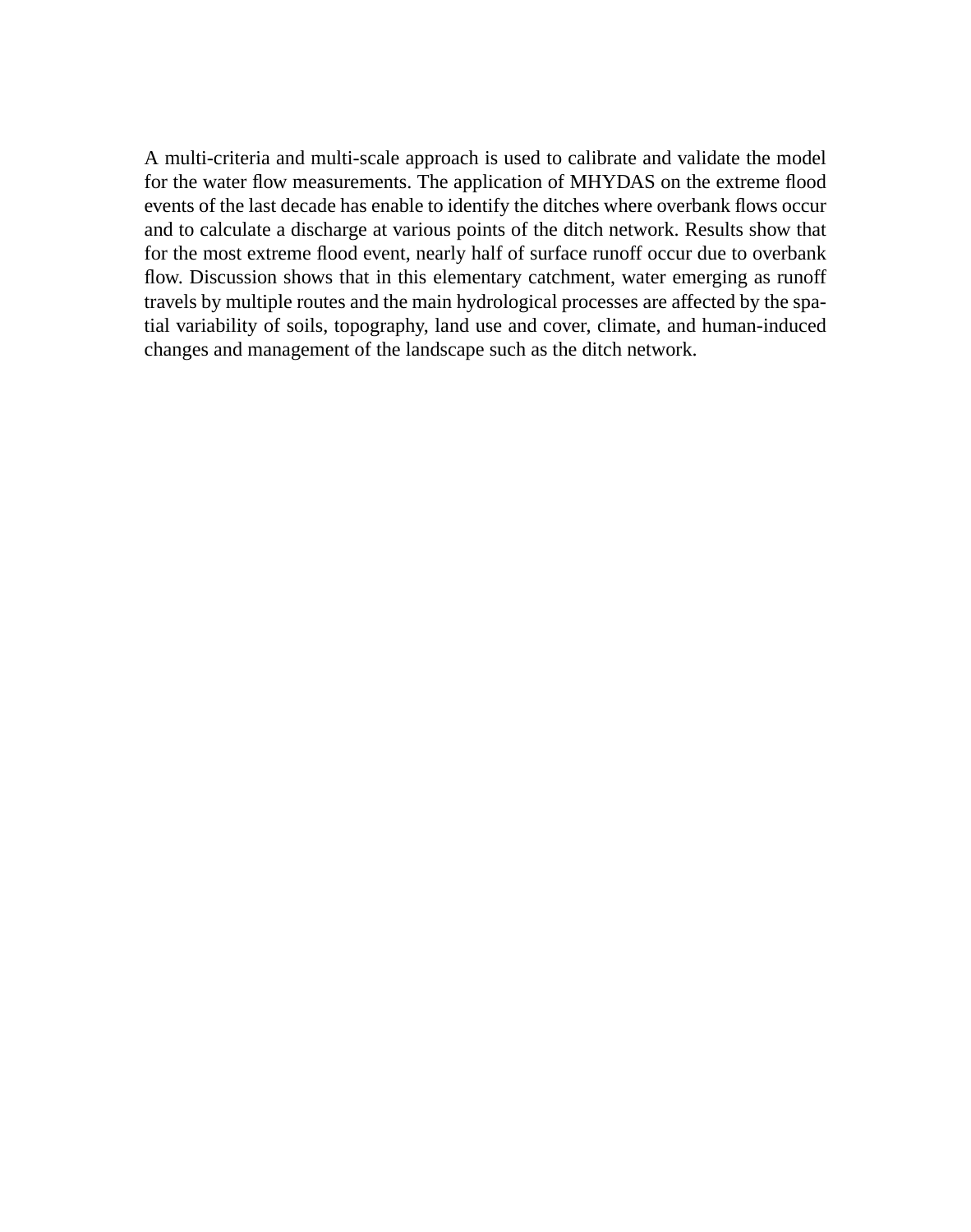A multi-criteria and multi-scale approach is used to calibrate and validate the model for the water flow measurements. The application of MHYDAS on the extreme flood events of the last decade has enable to identify the ditches where overbank flows occur and to calculate a discharge at various points of the ditch network. Results show that for the most extreme flood event, nearly half of surface runoff occur due to overbank flow. Discussion shows that in this elementary catchment, water emerging as runoff travels by multiple routes and the main hydrological processes are affected by the spatial variability of soils, topography, land use and cover, climate, and human-induced changes and management of the landscape such as the ditch network.